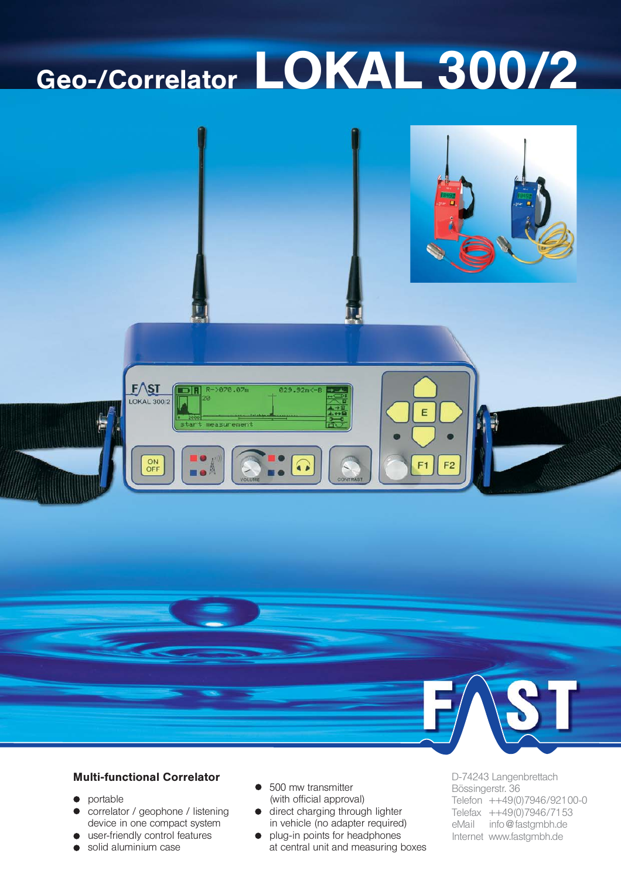# Geo-/Correlator LOKAL 300/2

### Multi-functional Correlator

- portable
- correlator / geophone / listening device in one compact system
- user-friendly control features
- solid aluminium case
- 500 mw transmitter (with official approval)
- direct charging through lighter in vehicle (no adapter required)
- plug-in points for headphones at central unit and measuring boxes

D-74243 Langenbrettach
Bössingerstr. 36
Telefon ++49(0)7946/92100-0
Telefax ++49(0)7946/7153
eMail info@fastgmbh.de
Internet www.fastgmbh.de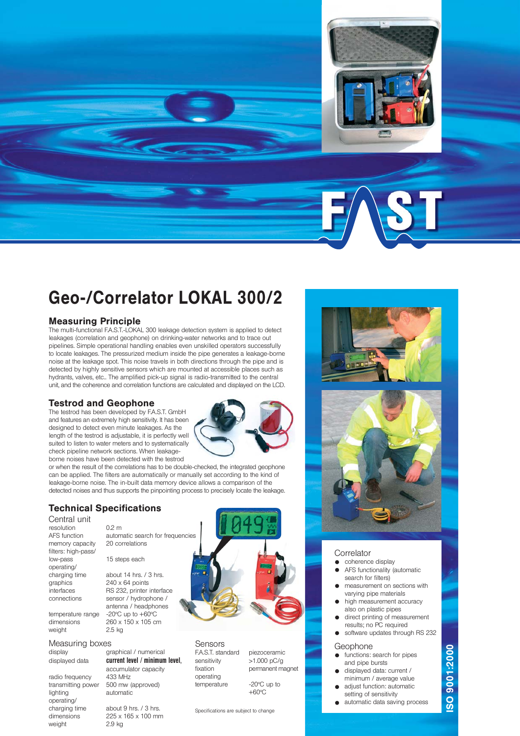# Geo-/Correlator LOKAL 300/2

## Measuring Principle

The multi-functional F.A.S.T.-LOKAL 300 leakage detection system is applied to detect leakages (correlation and geophone) on drinking-water networks and to trace out pipelines. Simple operational handling enables even unskilled operators successfully to locate leakages. The pressurized medium inside the pipe generates a leakage-borne noise at the leakage spot. This noise travels in both directions through the pipe and is detected by highly sensitive sensors which are mounted at accessible places such as hydrants, valves, etc.. The amplified pick-up signal is radio-transmitted to the central unit, and the coherence and correlation functions are calculated and displayed on the LCD.

## Testrod and Geophone

The testrod has been developed by F.A.S.T. GmbH and features an extremely high sensitivity. It has been designed to detect even minute leakages. As the length of the testrod is adjustable, it is perfectly well suited to listen to water meters and to systematically check pipeline network sections. When leakage-borne noises have been detected with the testrod or when the result of the correlations has to be double-checked, the integrated geophone can be applied. The filters are automatically or manually set according to the kind of leakage-borne noise. The in-built data memory device allows a comparison of the detected noises and thus supports the pinpointing process to precisely locate the leakage.

## Technical Specifications

### Central unit

| | |
|---|---|
| resolution | 0.2 m |
| AFS function | automatic search for frequencies |
| memory capacity | 20 correlations |
| filters: high-pass/ low-pass | 15 steps each |
| operating/ charging time | about 14 hrs. / 3 hrs. |
| graphics | 240 x 64 points |
| interfaces | RS 232, printer interface |
| connections | sensor / hydrophone / antenna / headphones |
| temperature range | -20°C up to +60°C |
| dimensions | 260 x 150 x 105 cm |
| weight | 2.5 kg |

### Measuring boxes

| | |
|---|---|
| display | graphical / numerical |
| displayed data | **current level / minimum level**, accumulator capacity |
| radio frequency | 433 MHz |
| transmitting power | 500 mw (approved) |
| lighting | automatic |
| operating/ charging time | about 9 hrs. / 3 hrs. |
| dimensions | 225 x 165 x 100 mm |
| weight | 2.9 kg |

### Sensors

| | |
|---|---|
| F.A.S.T. standard | piezoceramic |
| sensitivity | >1.000 pC/g |
| fixation | permanent magnet |
| operating temperature | -20°C up to +60°C |

Specifications are subject to change

### Correlator

- coherence display
- AFS functionality (automatic search for filters)
- measurement on sections with varying pipe materials
- high measurement accuracy also on plastic pipes
- direct printing of measurement results; no PC required
- software updates through RS 232

### Geophone

- functions: search for pipes and pipe bursts
- displayed data: current / minimum / average value
- adjust function: automatic setting of sensitivity
- automatic data saving process

ISO 9001:2000